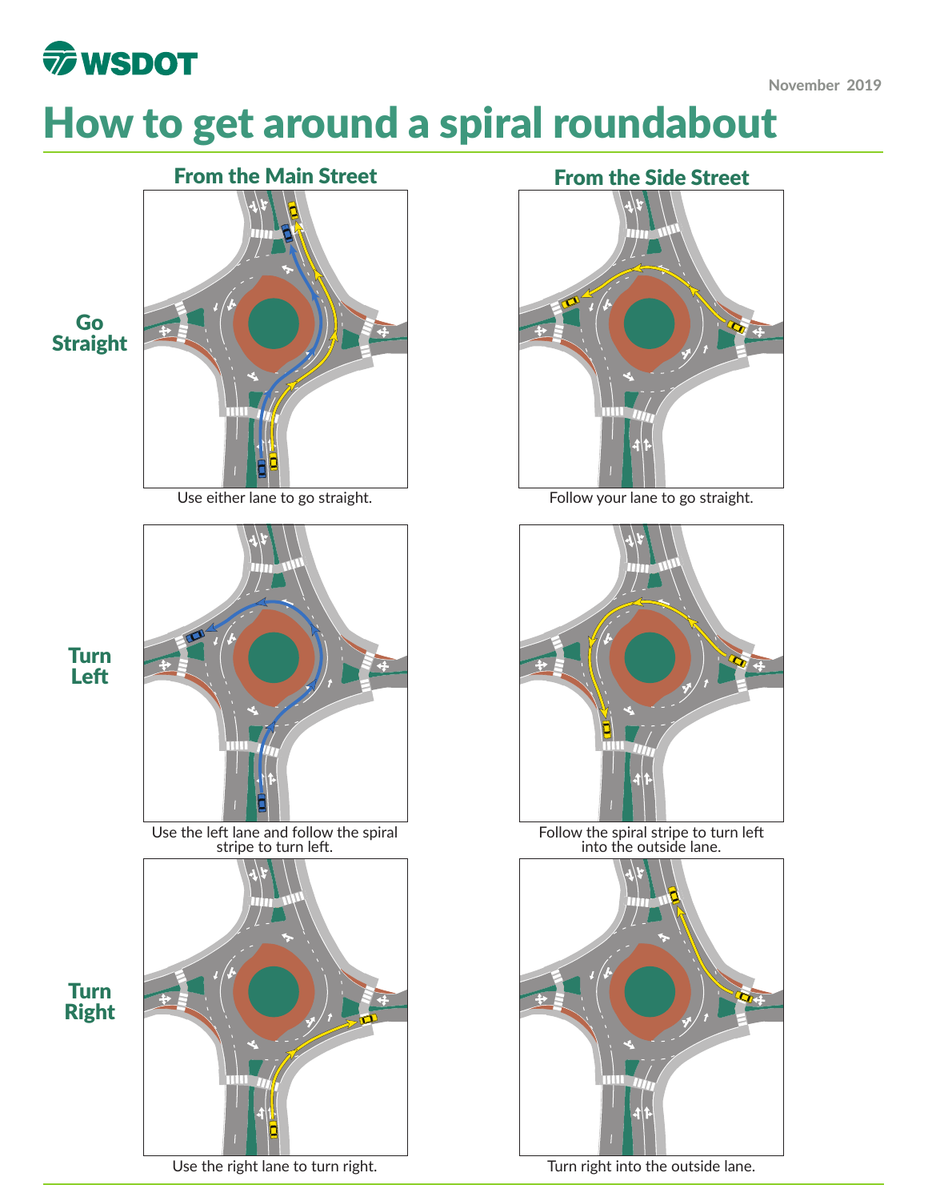# How to get around a spiral roundabout

## From the Main Street

### Go Straight

Use either lane to go straight.

### Turn Left

Use the left lane and follow the spiral stripe to turn left.

### Turn Right

Use the right lane to turn right.

## From the Side Street

### Go Straight

Follow your lane to go straight.

### Turn Left

Follow the spiral stripe to turn left into the outside lane.

### Turn Right

Turn right into the outside lane.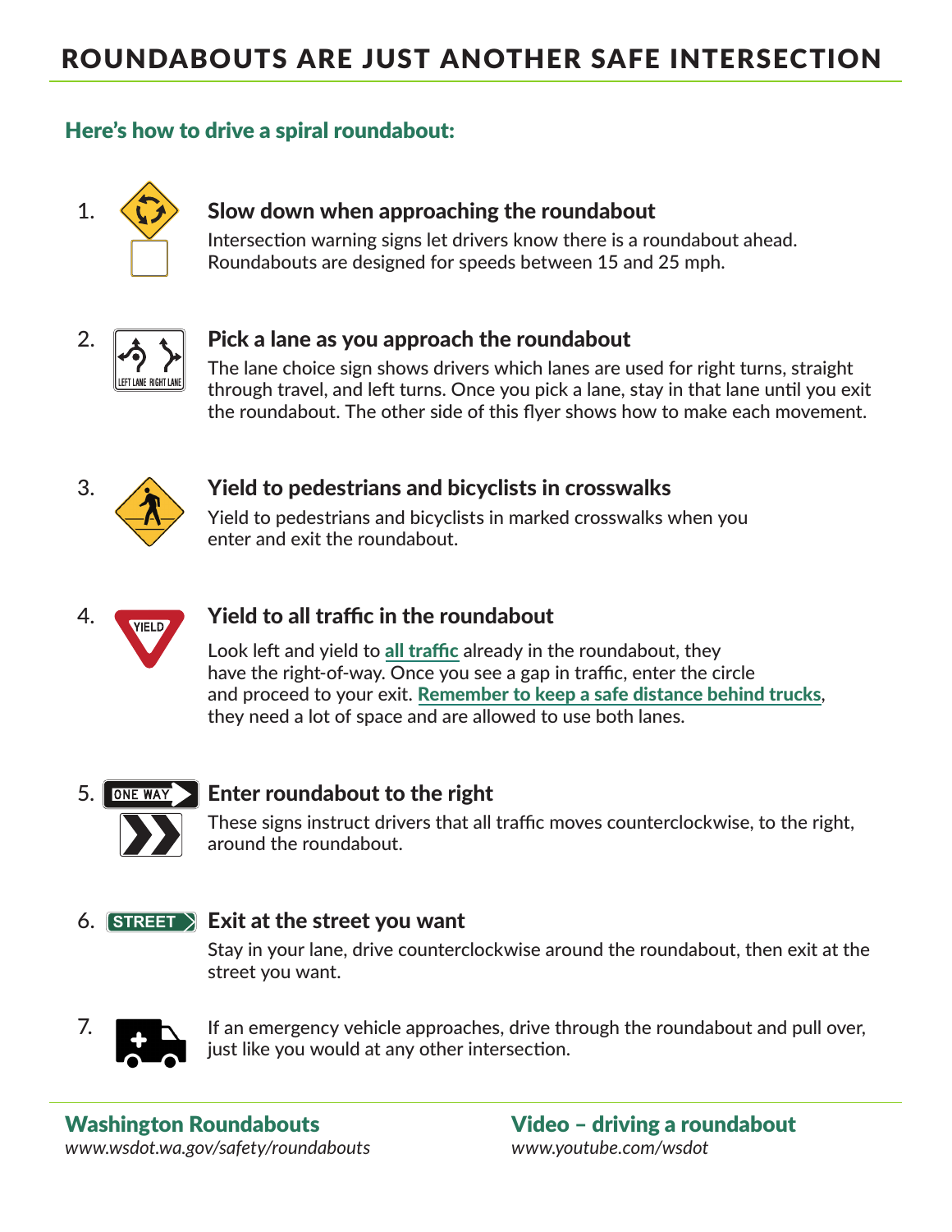# ROUNDABOUTS ARE JUST ANOTHER SAFE INTERSECTION

## Here's how to drive a spiral roundabout:

1. **Slow down when approaching the roundabout**
   Intersection warning signs let drivers know there is a roundabout ahead. Roundabouts are designed for speeds between 15 and 25 mph.

2. **Pick a lane as you approach the roundabout**
   LEFT LANE RIGHT LANE
   The lane choice sign shows drivers which lanes are used for right turns, straight through travel, and left turns. Once you pick a lane, stay in that lane until you exit the roundabout. The other side of this flyer shows how to make each movement.

3. **Yield to pedestrians and bicyclists in crosswalks**
   Yield to pedestrians and bicyclists in marked crosswalks when you enter and exit the roundabout.

4. **Yield to all traffic in the roundabout**
   YIELD
   Look left and yield to **all traffic** already in the roundabout, they have the right-of-way. Once you see a gap in traffic, enter the circle and proceed to your exit. **Remember to keep a safe distance behind trucks**, they need a lot of space and are allowed to use both lanes.

5. **Enter roundabout to the right**
   ONE WAY
   These signs instruct drivers that all traffic moves counterclockwise, to the right, around the roundabout.

6. **Exit at the street you want**
   STREET
   Stay in your lane, drive counterclockwise around the roundabout, then exit at the street you want.

7. If an emergency vehicle approaches, drive through the roundabout and pull over, just like you would at any other intersection.

**Washington Roundabouts**
*www.wsdot.wa.gov/safety/roundabouts*

**Video – driving a roundabout**
*www.youtube.com/wsdot*